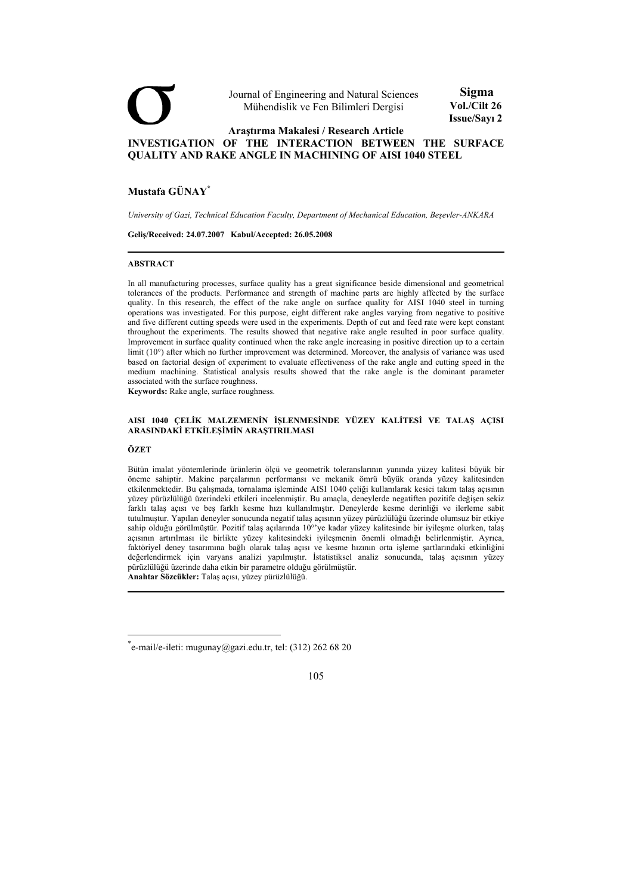Araştırma Makalesi / Research Article

# INVESTIGATION OF THE INTERACTION BETWEEN THE SURFACE QUALITY AND RAKE ANGLE IN MACHINING OF AISI 1040 STEEL

**Mustafa GÜNAY***

*University of Gazi, Technical Education Faculty, Department of Mechanical Education, Beşevler-ANKARA*

**Geliş/Received: 24.07.2007 Kabul/Accepted: 26.05.2008**

## ABSTRACT

In all manufacturing processes, surface quality has a great significance beside dimensional and geometrical tolerances of the products. Performance and strength of machine parts are highly affected by the surface quality. In this research, the effect of the rake angle on surface quality for AISI 1040 steel in turning operations was investigated. For this purpose, eight different rake angles varying from negative to positive and five different cutting speeds were used in the experiments. Depth of cut and feed rate were kept constant throughout the experiments. The results showed that negative rake angle resulted in poor surface quality. Improvement in surface quality continued when the rake angle increasing in positive direction up to a certain limit (10°) after which no further improvement was determined. Moreover, the analysis of variance was used based on factorial design of experiment to evaluate effectiveness of the rake angle and cutting speed in the medium machining. Statistical analysis results showed that the rake angle is the dominant parameter associated with the surface roughness.

**Keywords:** Rake angle, surface roughness.

## AISI 1040 ÇELİK MALZEMENİN İŞLENMESİNDE YÜZEY KALİTESİ VE TALAŞ AÇISI ARASINDAKİ ETKİLEŞİMİN ARAŞTIRILMASI

## ÖZET

Bütün imalat yöntemlerinde ürünlerin ölçü ve geometrik toleranslarının yanında yüzey kalitesi büyük bir öneme sahiptir. Makine parçalarının performansı ve mekanik ömrü büyük oranda yüzey kalitesinden etkilenmektedir. Bu çalışmada, tornalama işleminde AISI 1040 çeliği kullanılarak kesici takım talaş açısının yüzey pürüzlülüğü üzerindeki etkileri incelenmiştir. Bu amaçla, deneylerde negatiften pozitife değişen sekiz farklı talaş açısı ve beş farklı kesme hızı kullanılmıştır. Deneylerde kesme derinliği ve ilerleme sabit tutulmuştur. Yapılan deneyler sonucunda negatif talaş açısının yüzey pürüzlülüğü üzerinde olumsuz bir etkiye sahip olduğu görülmüştür. Pozitif talaş açılarında 10°'ye kadar yüzey kalitesinde bir iyileşme olurken, talaş açısının artırılması ile birlikte yüzey kalitesindeki iyileşmenin önemli olmadığı belirlenmiştir. Ayrıca, faktöriyel deney tasarımına bağlı olarak talaş açısı ve kesme hızının orta işleme şartlarındaki etkinliğini değerlendirmek için varyans analizi yapılmıştır. İstatistiksel analiz sonucunda, talaş açısının yüzey pürüzlülüğü üzerinde daha etkin bir parametre olduğu görülmüştür.

**Anahtar Sözcükler:** Talaş açısı, yüzey pürüzlülüğü.

---

[*] e-mail/e-ileti: mugunay@gazi.edu.tr, tel: (312) 262 68 20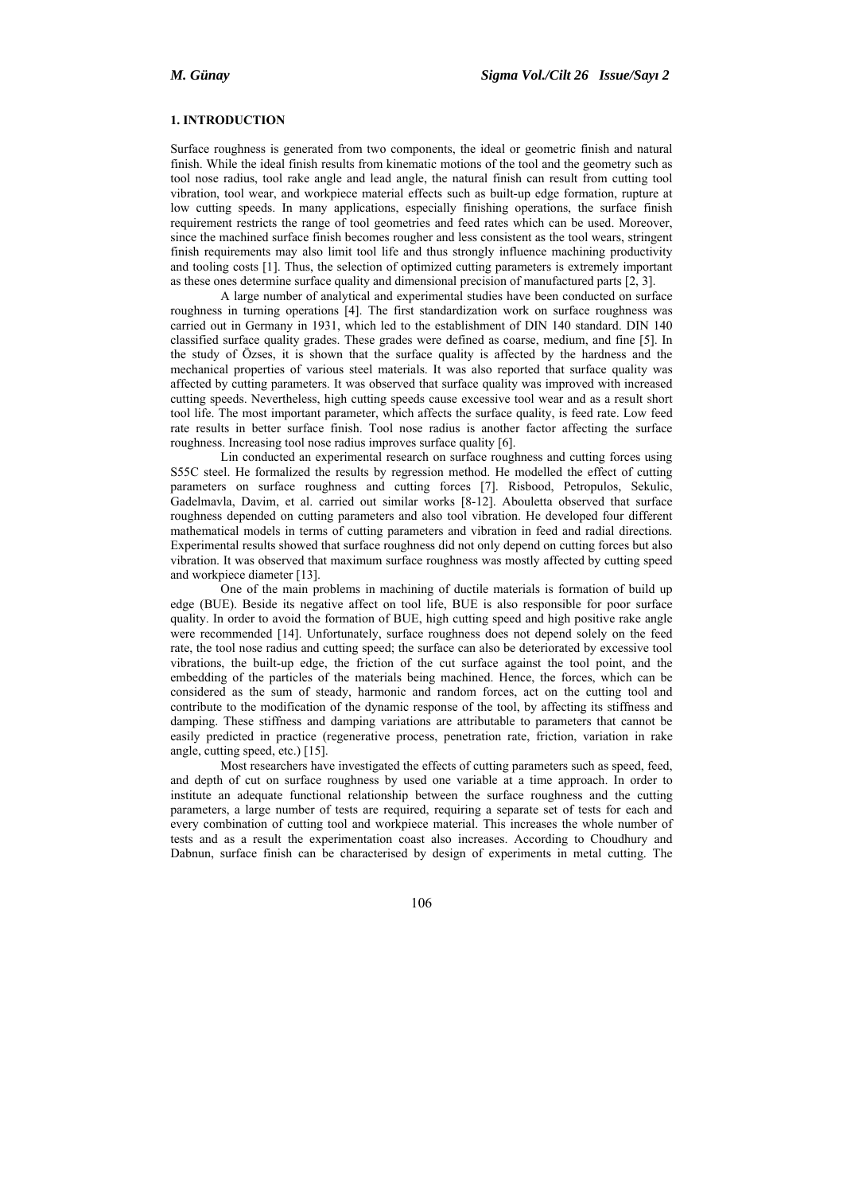## 1. INTRODUCTION

Surface roughness is generated from two components, the ideal or geometric finish and natural finish. While the ideal finish results from kinematic motions of the tool and the geometry such as tool nose radius, tool rake angle and lead angle, the natural finish can result from cutting tool vibration, tool wear, and workpiece material effects such as built-up edge formation, rupture at low cutting speeds. In many applications, especially finishing operations, the surface finish requirement restricts the range of tool geometries and feed rates which can be used. Moreover, since the machined surface finish becomes rougher and less consistent as the tool wears, stringent finish requirements may also limit tool life and thus strongly influence machining productivity and tooling costs [1]. Thus, the selection of optimized cutting parameters is extremely important as these ones determine surface quality and dimensional precision of manufactured parts [2, 3].

A large number of analytical and experimental studies have been conducted on surface roughness in turning operations [4]. The first standardization work on surface roughness was carried out in Germany in 1931, which led to the establishment of DIN 140 standard. DIN 140 classified surface quality grades. These grades were defined as coarse, medium, and fine [5]. In the study of Özses, it is shown that the surface quality is affected by the hardness and the mechanical properties of various steel materials. It was also reported that surface quality was affected by cutting parameters. It was observed that surface quality was improved with increased cutting speeds. Nevertheless, high cutting speeds cause excessive tool wear and as a result short tool life. The most important parameter, which affects the surface quality, is feed rate. Low feed rate results in better surface finish. Tool nose radius is another factor affecting the surface roughness. Increasing tool nose radius improves surface quality [6].

Lin conducted an experimental research on surface roughness and cutting forces using S55C steel. He formalized the results by regression method. He modelled the effect of cutting parameters on surface roughness and cutting forces [7]. Risbood, Petropulos, Sekulic, Gadelmavla, Davim, et al. carried out similar works [8-12]. Abouletta observed that surface roughness depended on cutting parameters and also tool vibration. He developed four different mathematical models in terms of cutting parameters and vibration in feed and radial directions. Experimental results showed that surface roughness did not only depend on cutting forces but also vibration. It was observed that maximum surface roughness was mostly affected by cutting speed and workpiece diameter [13].

One of the main problems in machining of ductile materials is formation of build up edge (BUE). Beside its negative affect on tool life, BUE is also responsible for poor surface quality. In order to avoid the formation of BUE, high cutting speed and high positive rake angle were recommended [14]. Unfortunately, surface roughness does not depend solely on the feed rate, the tool nose radius and cutting speed; the surface can also be deteriorated by excessive tool vibrations, the built-up edge, the friction of the cut surface against the tool point, and the embedding of the particles of the materials being machined. Hence, the forces, which can be considered as the sum of steady, harmonic and random forces, act on the cutting tool and contribute to the modification of the dynamic response of the tool, by affecting its stiffness and damping. These stiffness and damping variations are attributable to parameters that cannot be easily predicted in practice (regenerative process, penetration rate, friction, variation in rake angle, cutting speed, etc.) [15].

Most researchers have investigated the effects of cutting parameters such as speed, feed, and depth of cut on surface roughness by used one variable at a time approach. In order to institute an adequate functional relationship between the surface roughness and the cutting parameters, a large number of tests are required, requiring a separate set of tests for each and every combination of cutting tool and workpiece material. This increases the whole number of tests and as a result the experimentation coast also increases. According to Choudhury and Dabnun, surface finish can be characterised by design of experiments in metal cutting. The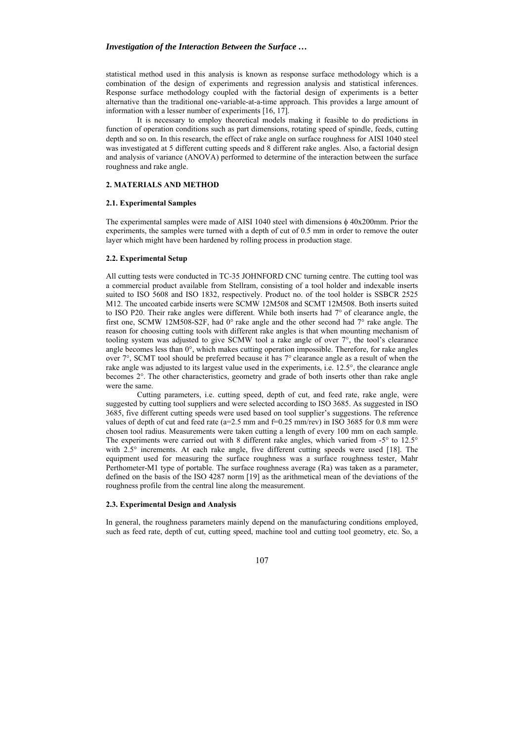statistical method used in this analysis is known as response surface methodology which is a combination of the design of experiments and regression analysis and statistical inferences. Response surface methodology coupled with the factorial design of experiments is a better alternative than the traditional one-variable-at-a-time approach. This provides a large amount of information with a lesser number of experiments [16, 17].

It is necessary to employ theoretical models making it feasible to do predictions in function of operation conditions such as part dimensions, rotating speed of spindle, feeds, cutting depth and so on. In this research, the effect of rake angle on surface roughness for AISI 1040 steel was investigated at 5 different cutting speeds and 8 different rake angles. Also, a factorial design and analysis of variance (ANOVA) performed to determine of the interaction between the surface roughness and rake angle.

## 2. MATERIALS AND METHOD

### 2.1. Experimental Samples

The experimental samples were made of AISI 1040 steel with dimensions $\phi$ 40x200mm. Prior the experiments, the samples were turned with a depth of cut of 0.5 mm in order to remove the outer layer which might have been hardened by rolling process in production stage.

### 2.2. Experimental Setup

All cutting tests were conducted in TC-35 JOHNFORD CNC turning centre. The cutting tool was a commercial product available from Stellram, consisting of a tool holder and indexable inserts suited to ISO 5608 and ISO 1832, respectively. Product no. of the tool holder is SSBCR 2525 M12. The uncoated carbide inserts were SCMW 12M508 and SCMT 12M508. Both inserts suited to ISO P20. Their rake angles were different. While both inserts had 7° of clearance angle, the first one, SCMW 12M508-S2F, had 0° rake angle and the other second had 7° rake angle. The reason for choosing cutting tools with different rake angles is that when mounting mechanism of tooling system was adjusted to give SCMW tool a rake angle of over 7°, the tool's clearance angle becomes less than 0°, which makes cutting operation impossible. Therefore, for rake angles over 7°, SCMT tool should be preferred because it has 7° clearance angle as a result of when the rake angle was adjusted to its largest value used in the experiments, i.e. 12.5°, the clearance angle becomes 2°. The other characteristics, geometry and grade of both inserts other than rake angle were the same.

Cutting parameters, i.e. cutting speed, depth of cut, and feed rate, rake angle, were suggested by cutting tool suppliers and were selected according to ISO 3685. As suggested in ISO 3685, five different cutting speeds were used based on tool supplier's suggestions. The reference values of depth of cut and feed rate ($a$=2.5 mm and $f$=0.25 mm/rev) in ISO 3685 for 0.8 mm were chosen tool radius. Measurements were taken cutting a length of every 100 mm on each sample. The experiments were carried out with 8 different rake angles, which varied from -5° to 12.5° with 2.5° increments. At each rake angle, five different cutting speeds were used [18]. The equipment used for measuring the surface roughness was a surface roughness tester, Mahr Perthometer-M1 type of portable. The surface roughness average (Ra) was taken as a parameter, defined on the basis of the ISO 4287 norm [19] as the arithmetical mean of the deviations of the roughness profile from the central line along the measurement.

### 2.3. Experimental Design and Analysis

In general, the roughness parameters mainly depend on the manufacturing conditions employed, such as feed rate, depth of cut, cutting speed, machine tool and cutting tool geometry, etc. So, a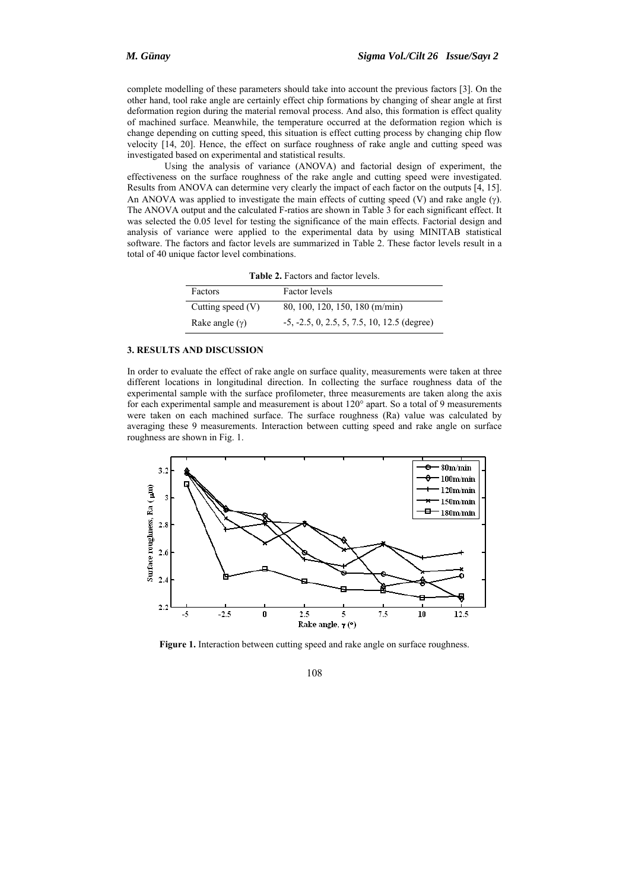complete modelling of these parameters should take into account the previous factors [3]. On the other hand, tool rake angle are certainly effect chip formations by changing of shear angle at first deformation region during the material removal process. And also, this formation is effect quality of machined surface. Meanwhile, the temperature occurred at the deformation region which is change depending on cutting speed, this situation is effect cutting process by changing chip flow velocity [14, 20]. Hence, the effect on surface roughness of rake angle and cutting speed was investigated based on experimental and statistical results.

Using the analysis of variance (ANOVA) and factorial design of experiment, the effectiveness on the surface roughness of the rake angle and cutting speed were investigated. Results from ANOVA can determine very clearly the impact of each factor on the outputs [4, 15]. An ANOVA was applied to investigate the main effects of cutting speed (V) and rake angle ($\gamma$). The ANOVA output and the calculated F-ratios are shown in Table 3 for each significant effect. It was selected the 0.05 level for testing the significance of the main effects. Factorial design and analysis of variance were applied to the experimental data by using MINITAB statistical software. The factors and factor levels are summarized in Table 2. These factor levels result in a total of 40 unique factor level combinations.

**Table 2.** Factors and factor levels.

| Factors | Factor levels |
|---|---|
| Cutting speed (V) | 80, 100, 120, 150, 180 (m/min) |
| Rake angle ($\gamma$) | -5, -2.5, 0, 2.5, 5, 7.5, 10, 12.5 (degree) |

## 3. RESULTS AND DISCUSSION

In order to evaluate the effect of rake angle on surface quality, measurements were taken at three different locations in longitudinal direction. In collecting the surface roughness data of the experimental sample with the surface profilometer, three measurements are taken along the axis for each experimental sample and measurement is about 120° apart. So a total of 9 measurements were taken on each machined surface. The surface roughness (Ra) value was calculated by averaging these 9 measurements. Interaction between cutting speed and rake angle on surface roughness are shown in Fig. 1.

**Figure 1.** Interaction between cutting speed and rake angle on surface roughness.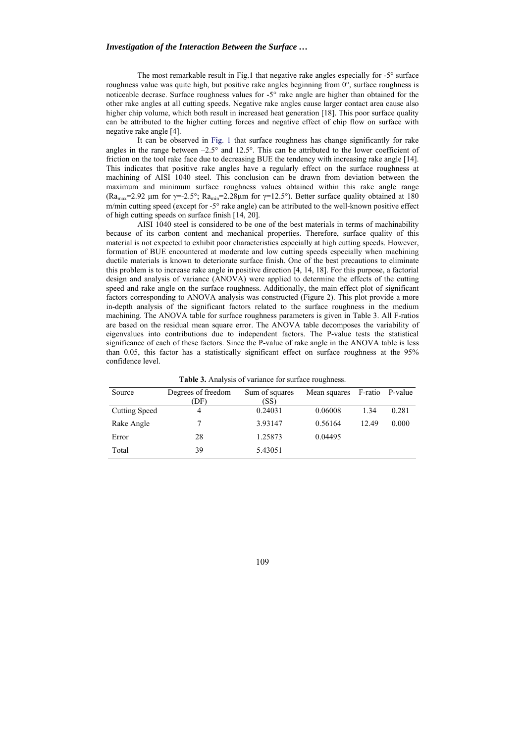The most remarkable result in Fig.1 that negative rake angles especially for -5° surface roughness value was quite high, but positive rake angles beginning from 0°, surface roughness is noticeable decrase. Surface roughness values for -5° rake angle are higher than obtained for the other rake angles at all cutting speeds. Negative rake angles cause larger contact area cause also higher chip volume, which both result in increased heat generation [18]. This poor surface quality can be attributed to the higher cutting forces and negative effect of chip flow on surface with negative rake angle [4].

It can be observed in Fig. 1 that surface roughness has change significantly for rake angles in the range between –2.5° and 12.5°. This can be attributed to the lower coefficient of friction on the tool rake face due to decreasing BUE the tendency with increasing rake angle [14]. This indicates that positive rake angles have a regularly effect on the surface roughness at machining of AISI 1040 steel. This conclusion can be drawn from deviation between the maximum and minimum surface roughness values obtained within this rake angle range ($Ra_{max}$=2.92 µm for $\gamma$=-2.5°; $Ra_{min}$=2.28µm for $\gamma$=12.5°). Better surface quality obtained at 180 m/min cutting speed (except for -5° rake angle) can be attributed to the well-known positive effect of high cutting speeds on surface finish [14, 20].

AISI 1040 steel is considered to be one of the best materials in terms of machinability because of its carbon content and mechanical properties. Therefore, surface quality of this material is not expected to exhibit poor characteristics especially at high cutting speeds. However, formation of BUE encountered at moderate and low cutting speeds especially when machining ductile materials is known to deteriorate surface finish. One of the best precautions to eliminate this problem is to increase rake angle in positive direction [4, 14, 18]. For this purpose, a factorial design and analysis of variance (ANOVA) were applied to determine the effects of the cutting speed and rake angle on the surface roughness. Additionally, the main effect plot of significant factors corresponding to ANOVA analysis was constructed (Figure 2). This plot provide a more in-depth analysis of the significant factors related to the surface roughness in the medium machining. The ANOVA table for surface roughness parameters is given in Table 3. All F-ratios are based on the residual mean square error. The ANOVA table decomposes the variability of eigenvalues into contributions due to independent factors. The P-value tests the statistical significance of each of these factors. Since the P-value of rake angle in the ANOVA table is less than 0.05, this factor has a statistically significant effect on surface roughness at the 95% confidence level.

**Table 3.** Analysis of variance for surface roughness.

| Source | Degrees of freedom (DF) | Sum of squares (SS) | Mean squares | F-ratio | P-value |
|---|---|---|---|---|---|
| Cutting Speed | 4 | 0.24031 | 0.06008 | 1.34 | 0.281 |
| Rake Angle | 7 | 3.93147 | 0.56164 | 12.49 | 0.000 |
| Error | 28 | 1.25873 | 0.04495 | | |
| Total | 39 | 5.43051 | | | |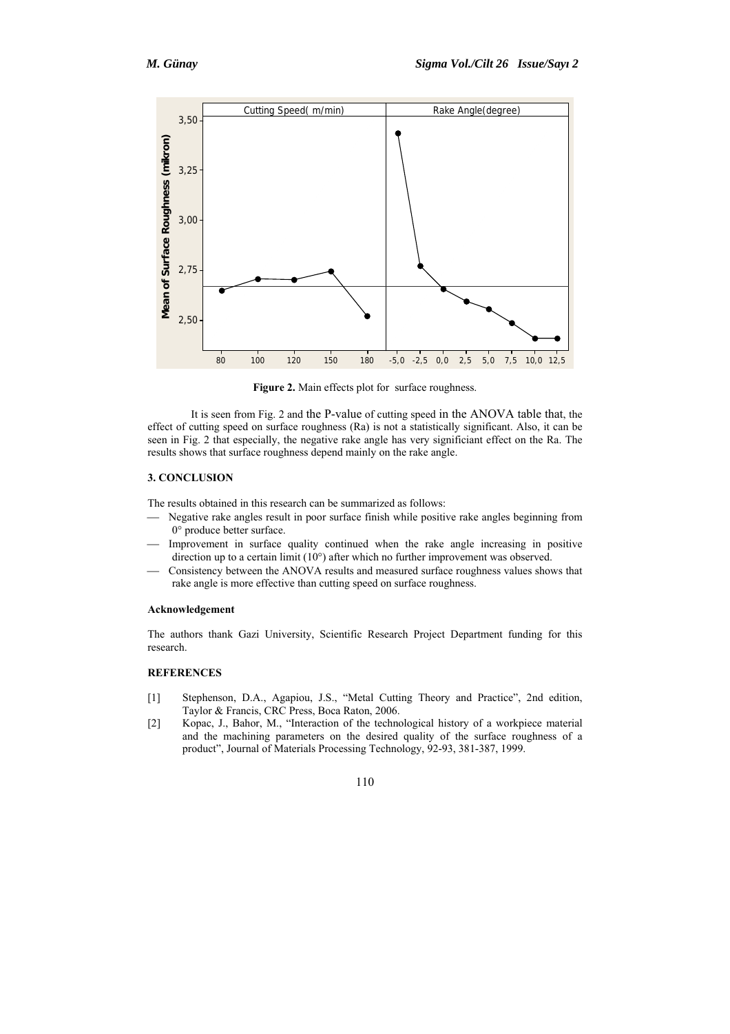Figure 2. Main effects plot for surface roughness.

It is seen from Fig. 2 and the P-value of cutting speed in the ANOVA table that, the effect of cutting speed on surface roughness (Ra) is not a statistically significant. Also, it can be seen in Fig. 2 that especially, the negative rake angle has very significiant effect on the Ra. The results shows that surface roughness depend mainly on the rake angle.

## 3. CONCLUSION

The results obtained in this research can be summarized as follows:

- Negative rake angles result in poor surface finish while positive rake angles beginning from 0° produce better surface.
- Improvement in surface quality continued when the rake angle increasing in positive direction up to a certain limit (10°) after which no further improvement was observed.
- Consistency between the ANOVA results and measured surface roughness values shows that rake angle is more effective than cutting speed on surface roughness.

### Acknowledgement

The authors thank Gazi University, Scientific Research Project Department funding for this research.

## REFERENCES

[1] Stephenson, D.A., Agapiou, J.S., "Metal Cutting Theory and Practice", 2nd edition, Taylor & Francis, CRC Press, Boca Raton, 2006.

[2] Kopac, J., Bahor, M., "Interaction of the technological history of a workpiece material and the machining parameters on the desired quality of the surface roughness of a product", Journal of Materials Processing Technology, 92-93, 381-387, 1999.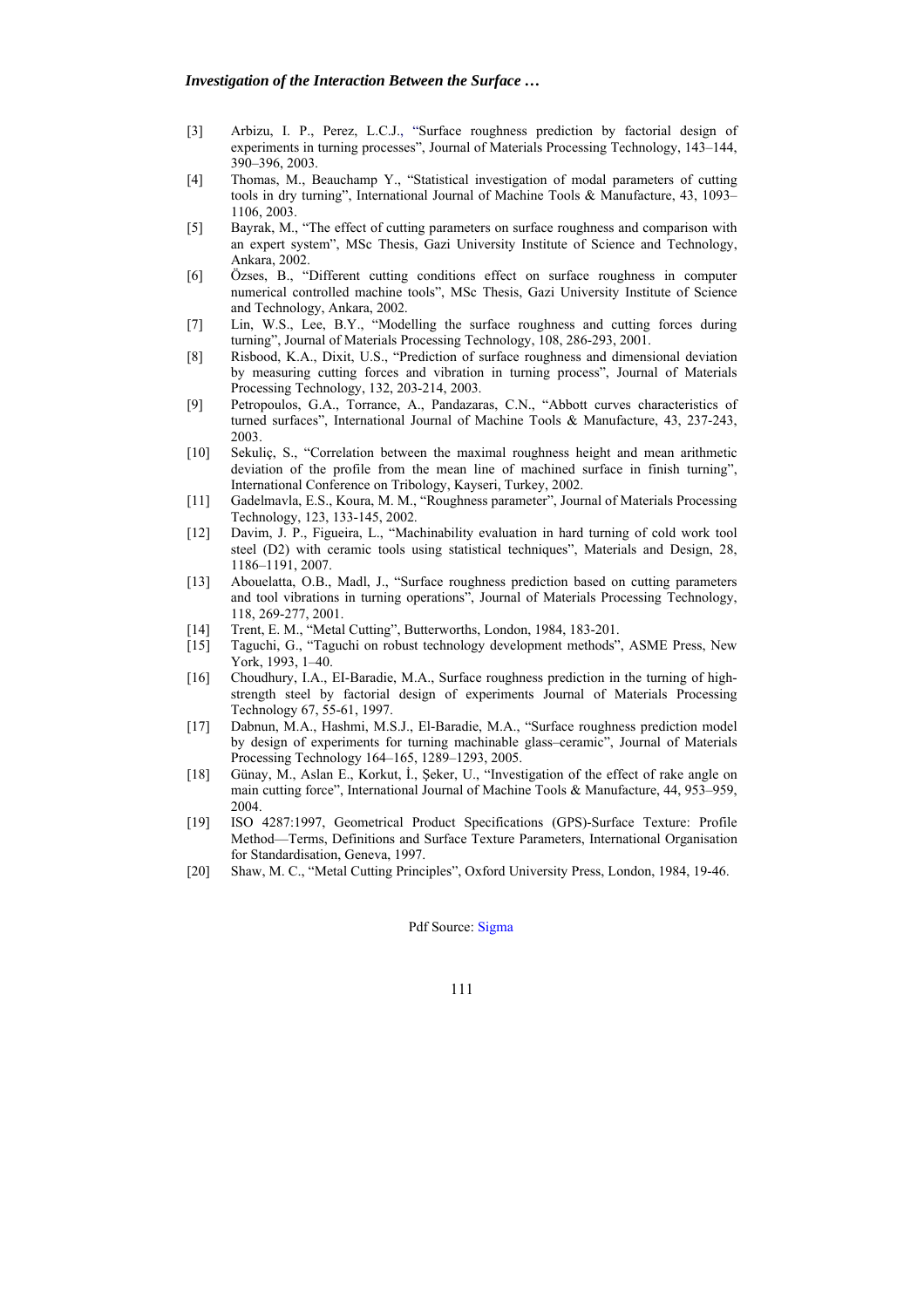[3] Arbizu, I. P., Perez, L.C.J., "Surface roughness prediction by factorial design of experiments in turning processes", Journal of Materials Processing Technology, 143–144, 390–396, 2003.

[4] Thomas, M., Beauchamp Y., "Statistical investigation of modal parameters of cutting tools in dry turning", International Journal of Machine Tools & Manufacture, 43, 1093–1106, 2003.

[5] Bayrak, M., "The effect of cutting parameters on surface roughness and comparison with an expert system", MSc Thesis, Gazi University Institute of Science and Technology, Ankara, 2002.

[6] Özses, B., "Different cutting conditions effect on surface roughness in computer numerical controlled machine tools", MSc Thesis, Gazi University Institute of Science and Technology, Ankara, 2002.

[7] Lin, W.S., Lee, B.Y., "Modelling the surface roughness and cutting forces during turning", Journal of Materials Processing Technology, 108, 286-293, 2001.

[8] Risbood, K.A., Dixit, U.S., "Prediction of surface roughness and dimensional deviation by measuring cutting forces and vibration in turning process", Journal of Materials Processing Technology, 132, 203-214, 2003.

[9] Petropoulos, G.A., Torrance, A., Pandazaras, C.N., "Abbott curves characteristics of turned surfaces", International Journal of Machine Tools & Manufacture, 43, 237-243, 2003.

[10] Sekuliç, S., "Correlation between the maximal roughness height and mean arithmetic deviation of the profile from the mean line of machined surface in finish turning", International Conference on Tribology, Kayseri, Turkey, 2002.

[11] Gadelmavla, E.S., Koura, M. M., "Roughness parameter", Journal of Materials Processing Technology, 123, 133-145, 2002.

[12] Davim, J. P., Figueira, L., "Machinability evaluation in hard turning of cold work tool steel (D2) with ceramic tools using statistical techniques", Materials and Design, 28, 1186–1191, 2007.

[13] Abouelatta, O.B., Madl, J., "Surface roughness prediction based on cutting parameters and tool vibrations in turning operations", Journal of Materials Processing Technology, 118, 269-277, 2001.

[14] Trent, E. M., "Metal Cutting", Butterworths, London, 1984, 183-201.

[15] Taguchi, G., "Taguchi on robust technology development methods", ASME Press, New York, 1993, 1–40.

[16] Choudhury, I.A., EI-Baradie, M.A., Surface roughness prediction in the turning of high-strength steel by factorial design of experiments Journal of Materials Processing Technology 67, 55-61, 1997.

[17] Dabnun, M.A., Hashmi, M.S.J., El-Baradie, M.A., "Surface roughness prediction model by design of experiments for turning machinable glass–ceramic", Journal of Materials Processing Technology 164–165, 1289–1293, 2005.

[18] Günay, M., Aslan E., Korkut, İ., Şeker, U., "Investigation of the effect of rake angle on main cutting force", International Journal of Machine Tools & Manufacture, 44, 953–959, 2004.

[19] ISO 4287:1997, Geometrical Product Specifications (GPS)-Surface Texture: Profile Method—Terms, Definitions and Surface Texture Parameters, International Organisation for Standardisation, Geneva, 1997.

[20] Shaw, M. C., "Metal Cutting Principles", Oxford University Press, London, 1984, 19-46.

Pdf Source: Sigma